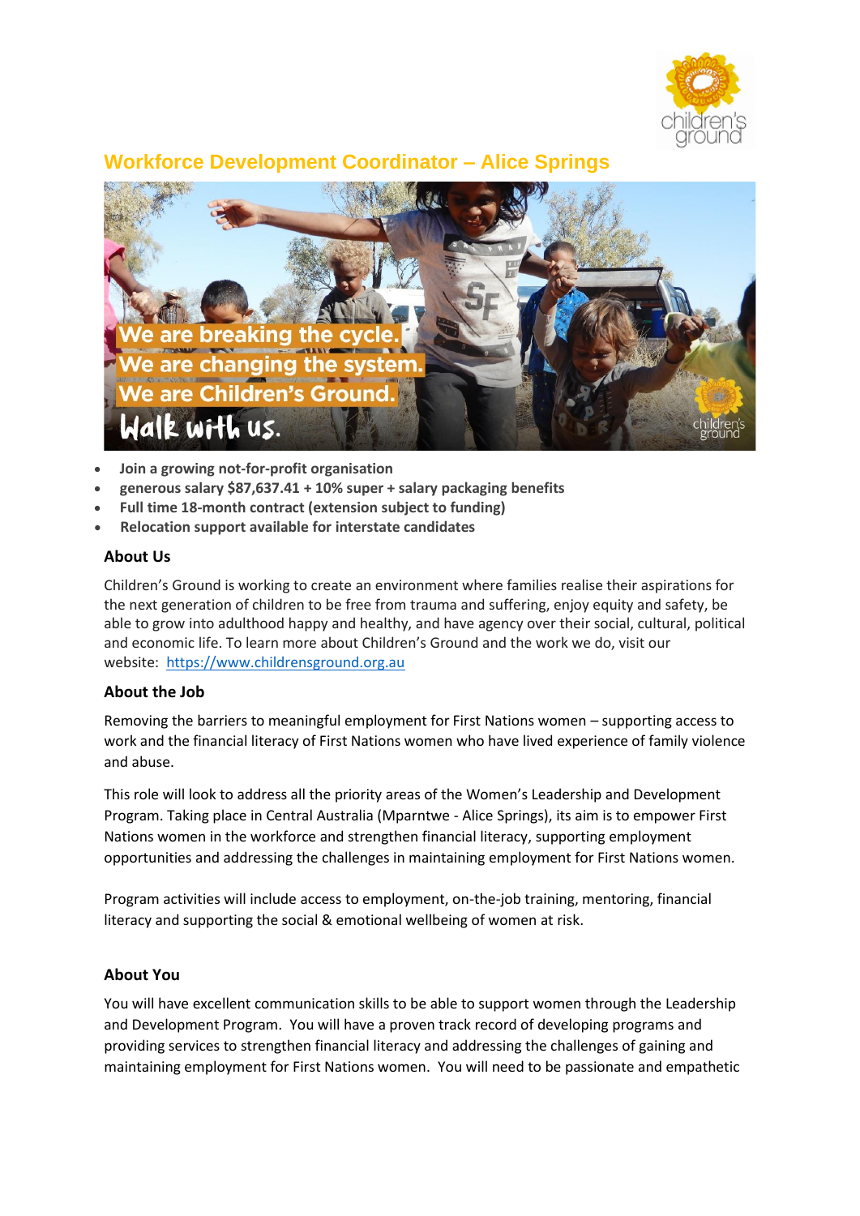# Workforce Development Coordinator – Alice Springs

- **Join a growing not-for-profit organisation**
- **generous salary $87,637.41 + 10% super + salary packaging benefits**
- **Full time 18-month contract (extension subject to funding)**
- **Relocation support available for interstate candidates**

## About Us

Children's Ground is working to create an environment where families realise their aspirations for the next generation of children to be free from trauma and suffering, enjoy equity and safety, be able to grow into adulthood happy and healthy, and have agency over their social, cultural, political and economic life. To learn more about Children's Ground and the work we do, visit our website: [https://www.childrensground.org.au](https://www.childrensground.org.au)

## About the Job

Removing the barriers to meaningful employment for First Nations women – supporting access to work and the financial literacy of First Nations women who have lived experience of family violence and abuse.

This role will look to address all the priority areas of the Women's Leadership and Development Program. Taking place in Central Australia (Mparntwe - Alice Springs), its aim is to empower First Nations women in the workforce and strengthen financial literacy, supporting employment opportunities and addressing the challenges in maintaining employment for First Nations women.

Program activities will include access to employment, on-the-job training, mentoring, financial literacy and supporting the social & emotional wellbeing of women at risk.

## About You

You will have excellent communication skills to be able to support women through the Leadership and Development Program. You will have a proven track record of developing programs and providing services to strengthen financial literacy and addressing the challenges of gaining and maintaining employment for First Nations women. You will need to be passionate and empathetic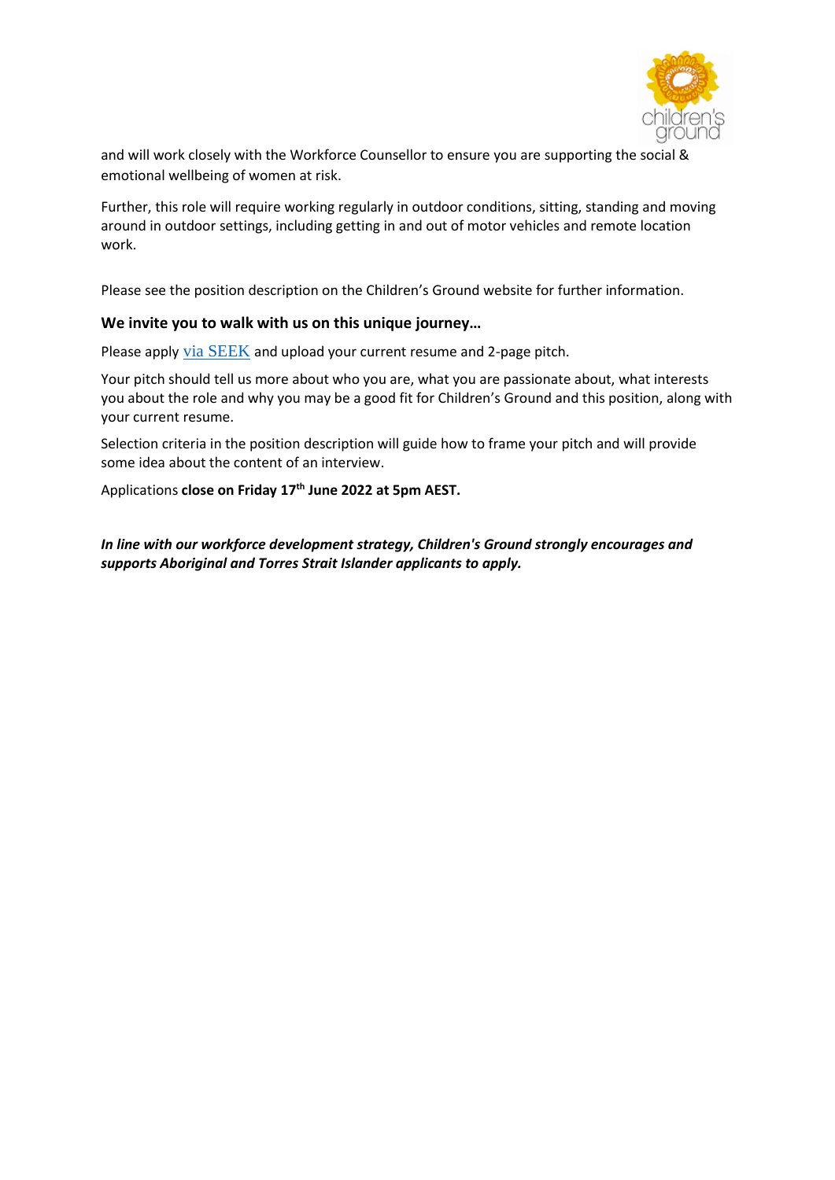and will work closely with the Workforce Counsellor to ensure you are supporting the social & emotional wellbeing of women at risk.

Further, this role will require working regularly in outdoor conditions, sitting, standing and moving around in outdoor settings, including getting in and out of motor vehicles and remote location work.

Please see the position description on the Children's Ground website for further information.

### We invite you to walk with us on this unique journey…

Please apply via SEEK and upload your current resume and 2-page pitch.

Your pitch should tell us more about who you are, what you are passionate about, what interests you about the role and why you may be a good fit for Children's Ground and this position, along with your current resume.

Selection criteria in the position description will guide how to frame your pitch and will provide some idea about the content of an interview.

Applications **close on Friday 17th June 2022 at 5pm AEST.**

***In line with our workforce development strategy, Children's Ground strongly encourages and supports Aboriginal and Torres Strait Islander applicants to apply.***